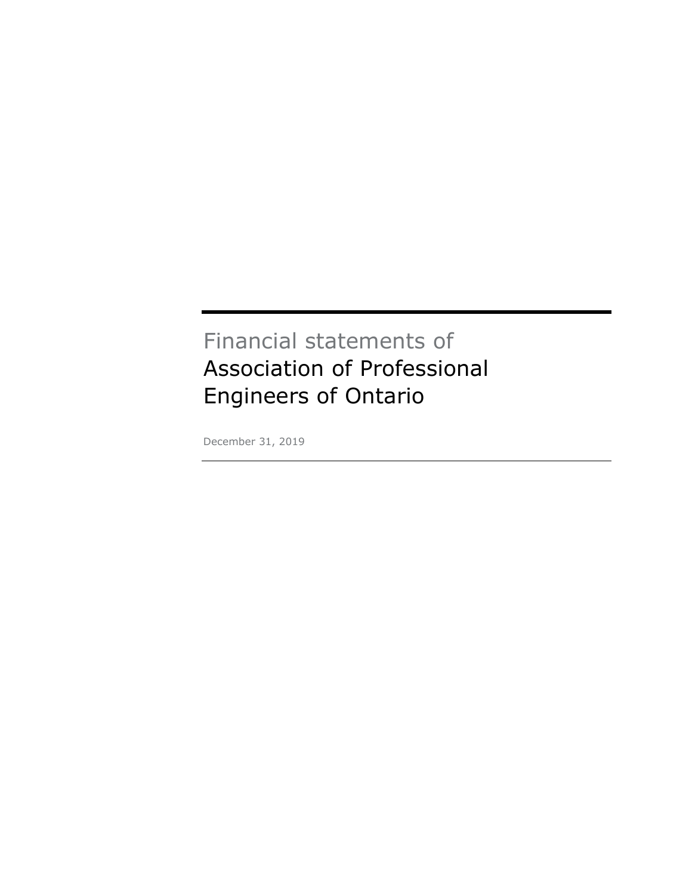Financial statements of

# Association of Professional Engineers of Ontario

December 31, 2019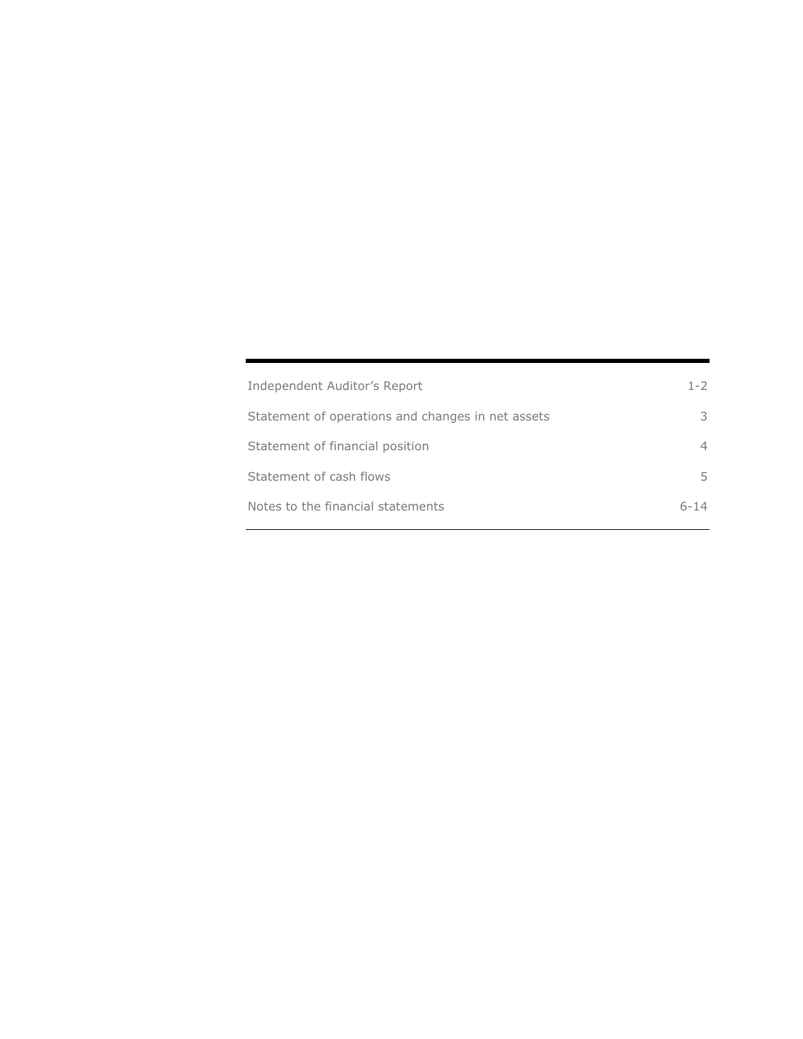| | |
|---|---|
| Independent Auditor’s Report | 1-2 |
| Statement of operations and changes in net assets | 3 |
| Statement of financial position | 4 |
| Statement of cash flows | 5 |
| Notes to the financial statements | 6-14 |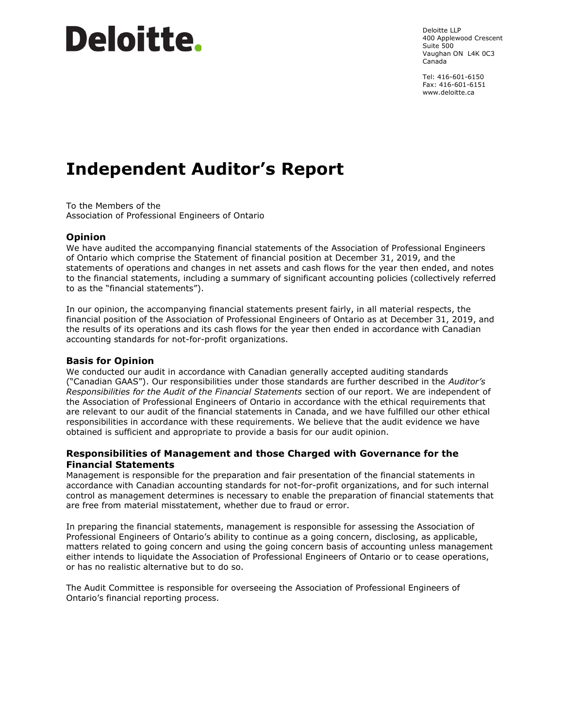Deloitte.

Deloitte LLP
400 Applewood Crescent
Suite 500
Vaughan ON L4K 0C3
Canada

Tel: 416-601-6150
Fax: 416-601-6151
www.deloitte.ca

# Independent Auditor's Report

To the Members of the
Association of Professional Engineers of Ontario

### Opinion

We have audited the accompanying financial statements of the Association of Professional Engineers of Ontario which comprise the Statement of financial position at December 31, 2019, and the statements of operations and changes in net assets and cash flows for the year then ended, and notes to the financial statements, including a summary of significant accounting policies (collectively referred to as the "financial statements").

In our opinion, the accompanying financial statements present fairly, in all material respects, the financial position of the Association of Professional Engineers of Ontario as at December 31, 2019, and the results of its operations and its cash flows for the year then ended in accordance with Canadian accounting standards for not-for-profit organizations.

### Basis for Opinion

We conducted our audit in accordance with Canadian generally accepted auditing standards ("Canadian GAAS"). Our responsibilities under those standards are further described in the *Auditor's Responsibilities for the Audit of the Financial Statements* section of our report. We are independent of the Association of Professional Engineers of Ontario in accordance with the ethical requirements that are relevant to our audit of the financial statements in Canada, and we have fulfilled our other ethical responsibilities in accordance with these requirements. We believe that the audit evidence we have obtained is sufficient and appropriate to provide a basis for our audit opinion.

### Responsibilities of Management and those Charged with Governance for the Financial Statements

Management is responsible for the preparation and fair presentation of the financial statements in accordance with Canadian accounting standards for not-for-profit organizations, and for such internal control as management determines is necessary to enable the preparation of financial statements that are free from material misstatement, whether due to fraud or error.

In preparing the financial statements, management is responsible for assessing the Association of Professional Engineers of Ontario's ability to continue as a going concern, disclosing, as applicable, matters related to going concern and using the going concern basis of accounting unless management either intends to liquidate the Association of Professional Engineers of Ontario or to cease operations, or has no realistic alternative but to do so.

The Audit Committee is responsible for overseeing the Association of Professional Engineers of Ontario's financial reporting process.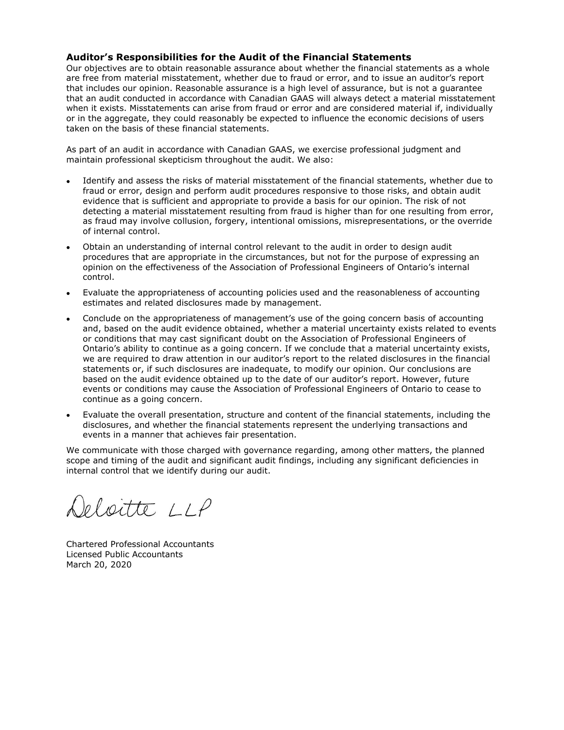### Auditor's Responsibilities for the Audit of the Financial Statements

Our objectives are to obtain reasonable assurance about whether the financial statements as a whole are free from material misstatement, whether due to fraud or error, and to issue an auditor's report that includes our opinion. Reasonable assurance is a high level of assurance, but is not a guarantee that an audit conducted in accordance with Canadian GAAS will always detect a material misstatement when it exists. Misstatements can arise from fraud or error and are considered material if, individually or in the aggregate, they could reasonably be expected to influence the economic decisions of users taken on the basis of these financial statements.

As part of an audit in accordance with Canadian GAAS, we exercise professional judgment and maintain professional skepticism throughout the audit. We also:

- Identify and assess the risks of material misstatement of the financial statements, whether due to fraud or error, design and perform audit procedures responsive to those risks, and obtain audit evidence that is sufficient and appropriate to provide a basis for our opinion. The risk of not detecting a material misstatement resulting from fraud is higher than for one resulting from error, as fraud may involve collusion, forgery, intentional omissions, misrepresentations, or the override of internal control.
- Obtain an understanding of internal control relevant to the audit in order to design audit procedures that are appropriate in the circumstances, but not for the purpose of expressing an opinion on the effectiveness of the Association of Professional Engineers of Ontario's internal control.
- Evaluate the appropriateness of accounting policies used and the reasonableness of accounting estimates and related disclosures made by management.
- Conclude on the appropriateness of management's use of the going concern basis of accounting and, based on the audit evidence obtained, whether a material uncertainty exists related to events or conditions that may cast significant doubt on the Association of Professional Engineers of Ontario's ability to continue as a going concern. If we conclude that a material uncertainty exists, we are required to draw attention in our auditor's report to the related disclosures in the financial statements or, if such disclosures are inadequate, to modify our opinion. Our conclusions are based on the audit evidence obtained up to the date of our auditor's report. However, future events or conditions may cause the Association of Professional Engineers of Ontario to cease to continue as a going concern.
- Evaluate the overall presentation, structure and content of the financial statements, including the disclosures, and whether the financial statements represent the underlying transactions and events in a manner that achieves fair presentation.

We communicate with those charged with governance regarding, among other matters, the planned scope and timing of the audit and significant audit findings, including any significant deficiencies in internal control that we identify during our audit.

Deloitte LLP

Chartered Professional Accountants
Licensed Public Accountants
March 20, 2020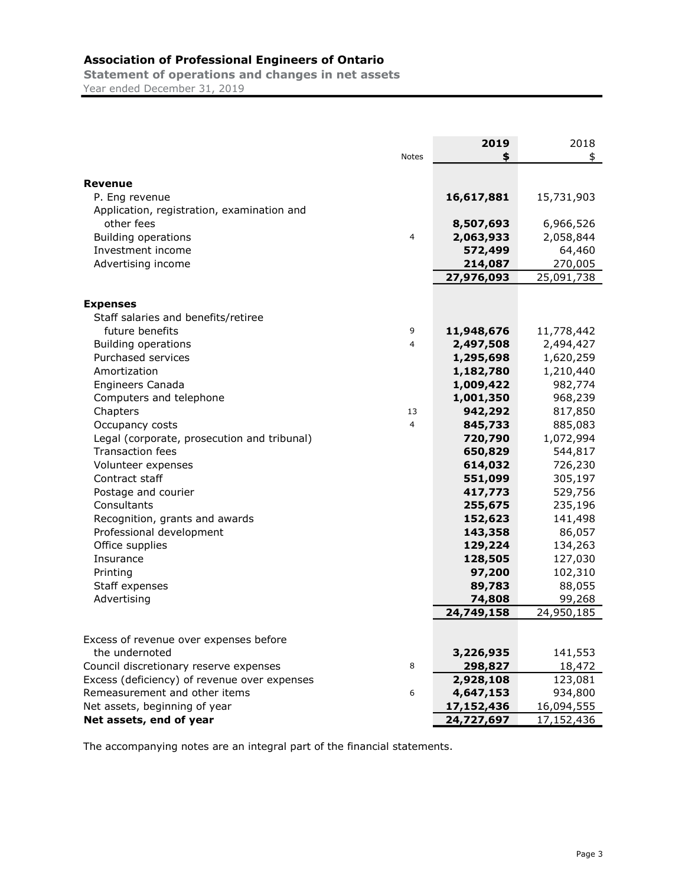# Association of Professional Engineers of Ontario

## Statement of operations and changes in net assets

Year ended December 31, 2019

| | Notes | 2019 $ | 2018 $ |
|---|---|---|---|
| **Revenue** | | | |
| P. Eng revenue | | **16,617,881** | 15,731,903 |
| Application, registration, examination and other fees | | **8,507,693** | 6,966,526 |
| Building operations | 4 | **2,063,933** | 2,058,844 |
| Investment income | | **572,499** | 64,460 |
| Advertising income | | **214,087** | 270,005 |
| | | **27,976,093** | 25,091,738 |
| **Expenses** | | | |
| Staff salaries and benefits/retiree future benefits | 9 | **11,948,676** | 11,778,442 |
| Building operations | 4 | **2,497,508** | 2,494,427 |
| Purchased services | | **1,295,698** | 1,620,259 |
| Amortization | | **1,182,780** | 1,210,440 |
| Engineers Canada | | **1,009,422** | 982,774 |
| Computers and telephone | | **1,001,350** | 968,239 |
| Chapters | 13 | **942,292** | 817,850 |
| Occupancy costs | 4 | **845,733** | 885,083 |
| Legal (corporate, prosecution and tribunal) | | **720,790** | 1,072,994 |
| Transaction fees | | **650,829** | 544,817 |
| Volunteer expenses | | **614,032** | 726,230 |
| Contract staff | | **551,099** | 305,197 |
| Postage and courier | | **417,773** | 529,756 |
| Consultants | | **255,675** | 235,196 |
| Recognition, grants and awards | | **152,623** | 141,498 |
| Professional development | | **143,358** | 86,057 |
| Office supplies | | **129,224** | 134,263 |
| Insurance | | **128,505** | 127,030 |
| Printing | | **97,200** | 102,310 |
| Staff expenses | | **89,783** | 88,055 |
| Advertising | | **74,808** | 99,268 |
| | | **24,749,158** | 24,950,185 |
| Excess of revenue over expenses before the undernoted | | **3,226,935** | 141,553 |
| Council discretionary reserve expenses | 8 | **298,827** | 18,472 |
| Excess (deficiency) of revenue over expenses | | **2,928,108** | 123,081 |
| Remeasurement and other items | 6 | **4,647,153** | 934,800 |
| Net assets, beginning of year | | **17,152,436** | 16,094,555 |
| **Net assets, end of year** | | **24,727,697** | 17,152,436 |

The accompanying notes are an integral part of the financial statements.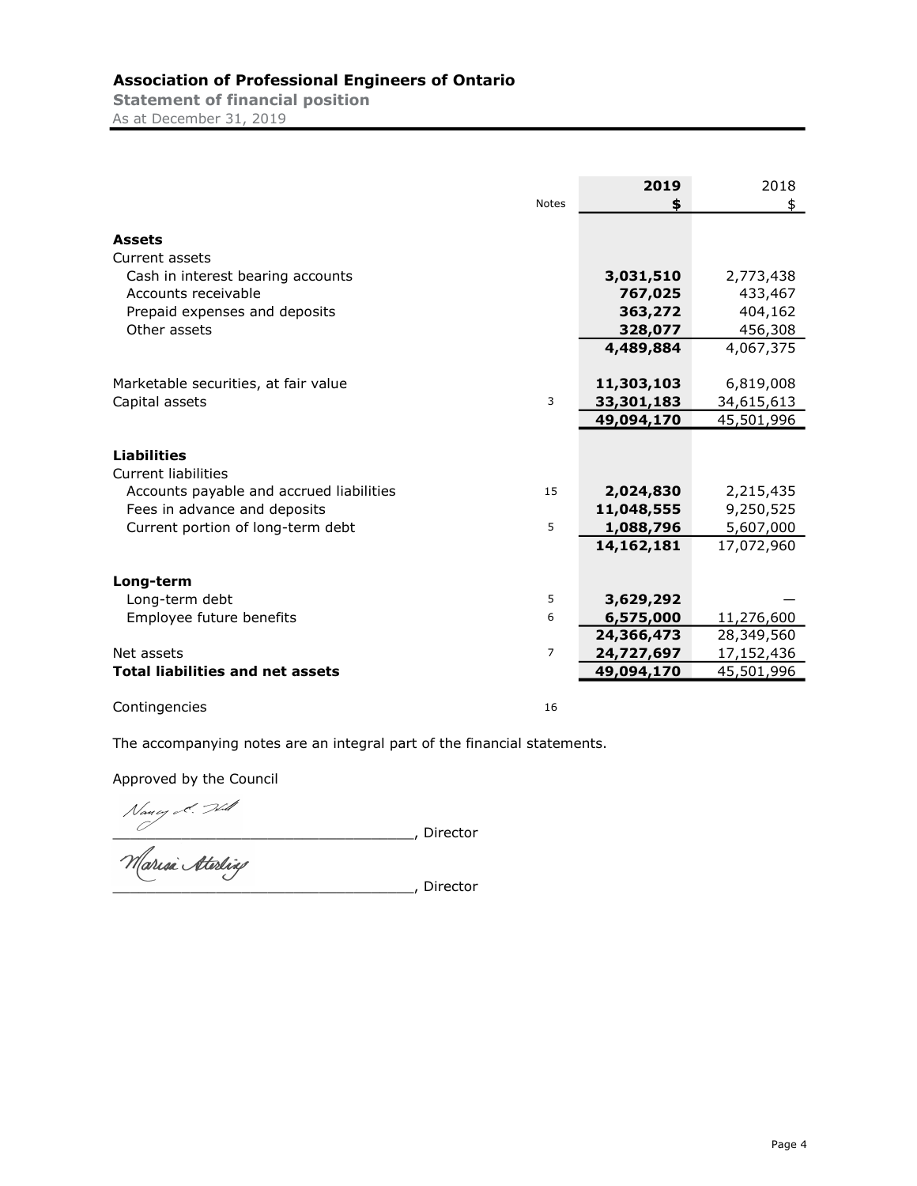# Association of Professional Engineers of Ontario

## Statement of financial position

As at December 31, 2019

| | Notes | 2019<br>$ | 2018<br>$ |
|---|---|---|---|
| **Assets** | | | |
| Current assets | | | |
| Cash in interest bearing accounts | | **3,031,510** | 2,773,438 |
| Accounts receivable | | **767,025** | 433,467 |
| Prepaid expenses and deposits | | **363,272** | 404,162 |
| Other assets | | **328,077** | 456,308 |
| | | **4,489,884** | 4,067,375 |
| Marketable securities, at fair value | | **11,303,103** | 6,819,008 |
| Capital assets | 3 | **33,301,183** | 34,615,613 |
| | | **49,094,170** | 45,501,996 |
| **Liabilities** | | | |
| Current liabilities | | | |
| Accounts payable and accrued liabilities | 15 | **2,024,830** | 2,215,435 |
| Fees in advance and deposits | | **11,048,555** | 9,250,525 |
| Current portion of long-term debt | 5 | **1,088,796** | 5,607,000 |
| | | **14,162,181** | 17,072,960 |
| **Long-term** | | | |
| Long-term debt | 5 | **3,629,292** | — |
| Employee future benefits | 6 | **6,575,000** | 11,276,600 |
| | | **24,366,473** | 28,349,560 |
| Net assets | 7 | **24,727,697** | 17,152,436 |
| **Total liabilities and net assets** | | **49,094,170** | 45,501,996 |
| Contingencies | 16 | | |

The accompanying notes are an integral part of the financial statements.

Approved by the Council

_________________________________, Director

_________________________________, Director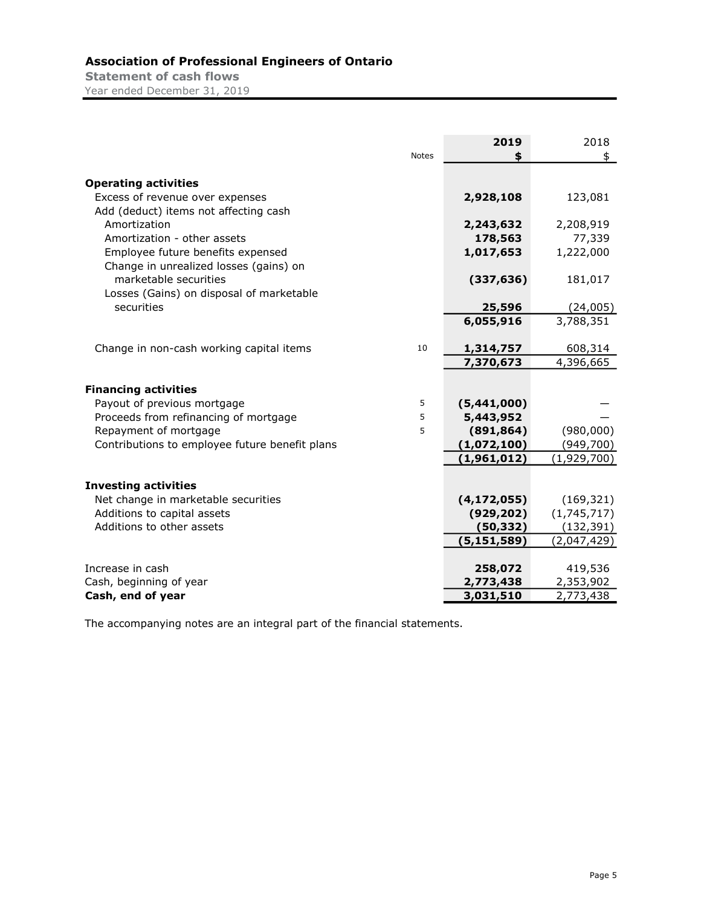# Association of Professional Engineers of Ontario

## Statement of cash flows

Year ended December 31, 2019

| | Notes | 2019 $ | 2018 $ |
|---|---|---|---|
| **Operating activities** | | | |
| Excess of revenue over expenses | | **2,928,108** | 123,081 |
| Add (deduct) items not affecting cash | | | |
| Amortization | | **2,243,632** | 2,208,919 |
| Amortization - other assets | | **178,563** | 77,339 |
| Employee future benefits expensed | | **1,017,653** | 1,222,000 |
| Change in unrealized losses (gains) on marketable securities | | **(337,636)** | 181,017 |
| Losses (Gains) on disposal of marketable securities | | **25,596** | (24,005) |
| | | **6,055,916** | 3,788,351 |
| Change in non-cash working capital items | 10 | **1,314,757** | 608,314 |
| | | **7,370,673** | 4,396,665 |
| **Financing activities** | | | |
| Payout of previous mortgage | 5 | **(5,441,000)** | — |
| Proceeds from refinancing of mortgage | 5 | **5,443,952** | — |
| Repayment of mortgage | 5 | **(891,864)** | (980,000) |
| Contributions to employee future benefit plans | | **(1,072,100)** | (949,700) |
| | | **(1,961,012)** | (1,929,700) |
| **Investing activities** | | | |
| Net change in marketable securities | | **(4,172,055)** | (169,321) |
| Additions to capital assets | | **(929,202)** | (1,745,717) |
| Additions to other assets | | **(50,332)** | (132,391) |
| | | **(5,151,589)** | (2,047,429) |
| Increase in cash | | **258,072** | 419,536 |
| Cash, beginning of year | | **2,773,438** | 2,353,902 |
| **Cash, end of year** | | **3,031,510** | 2,773,438 |

The accompanying notes are an integral part of the financial statements.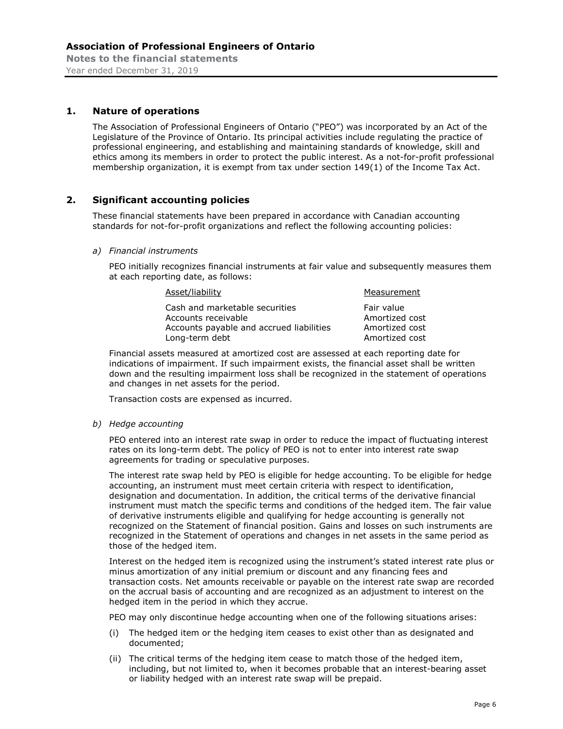## 1. Nature of operations

The Association of Professional Engineers of Ontario ("PEO") was incorporated by an Act of the Legislature of the Province of Ontario. Its principal activities include regulating the practice of professional engineering, and establishing and maintaining standards of knowledge, skill and ethics among its members in order to protect the public interest. As a not-for-profit professional membership organization, it is exempt from tax under section 149(1) of the Income Tax Act.

## 2. Significant accounting policies

These financial statements have been prepared in accordance with Canadian accounting standards for not-for-profit organizations and reflect the following accounting policies:

*a) Financial instruments*

PEO initially recognizes financial instruments at fair value and subsequently measures them at each reporting date, as follows:

| Asset/liability | Measurement |
|---|---|
| Cash and marketable securities | Fair value |
| Accounts receivable | Amortized cost |
| Accounts payable and accrued liabilities | Amortized cost |
| Long-term debt | Amortized cost |

Financial assets measured at amortized cost are assessed at each reporting date for indications of impairment. If such impairment exists, the financial asset shall be written down and the resulting impairment loss shall be recognized in the statement of operations and changes in net assets for the period.

Transaction costs are expensed as incurred.

*b) Hedge accounting*

PEO entered into an interest rate swap in order to reduce the impact of fluctuating interest rates on its long-term debt. The policy of PEO is not to enter into interest rate swap agreements for trading or speculative purposes.

The interest rate swap held by PEO is eligible for hedge accounting. To be eligible for hedge accounting, an instrument must meet certain criteria with respect to identification, designation and documentation. In addition, the critical terms of the derivative financial instrument must match the specific terms and conditions of the hedged item. The fair value of derivative instruments eligible and qualifying for hedge accounting is generally not recognized on the Statement of financial position. Gains and losses on such instruments are recognized in the Statement of operations and changes in net assets in the same period as those of the hedged item.

Interest on the hedged item is recognized using the instrument's stated interest rate plus or minus amortization of any initial premium or discount and any financing fees and transaction costs. Net amounts receivable or payable on the interest rate swap are recorded on the accrual basis of accounting and are recognized as an adjustment to interest on the hedged item in the period in which they accrue.

PEO may only discontinue hedge accounting when one of the following situations arises:

(i) The hedged item or the hedging item ceases to exist other than as designated and documented;

(ii) The critical terms of the hedging item cease to match those of the hedged item, including, but not limited to, when it becomes probable that an interest-bearing asset or liability hedged with an interest rate swap will be prepaid.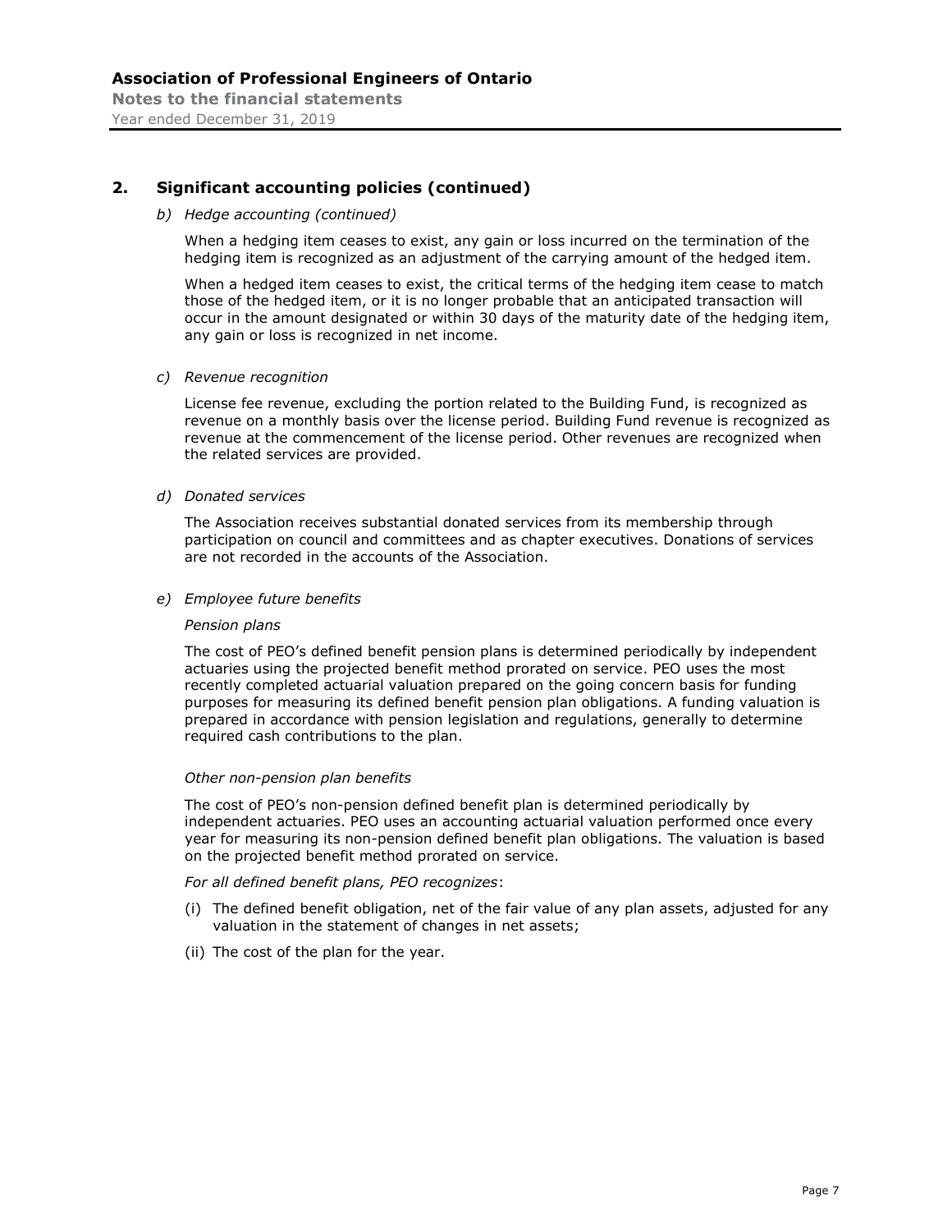## 2. Significant accounting policies (continued)

*b) Hedge accounting (continued)*

When a hedging item ceases to exist, any gain or loss incurred on the termination of the hedging item is recognized as an adjustment of the carrying amount of the hedged item.

When a hedged item ceases to exist, the critical terms of the hedging item cease to match those of the hedged item, or it is no longer probable that an anticipated transaction will occur in the amount designated or within 30 days of the maturity date of the hedging item, any gain or loss is recognized in net income.

*c) Revenue recognition*

License fee revenue, excluding the portion related to the Building Fund, is recognized as revenue on a monthly basis over the license period. Building Fund revenue is recognized as revenue at the commencement of the license period. Other revenues are recognized when the related services are provided.

*d) Donated services*

The Association receives substantial donated services from its membership through participation on council and committees and as chapter executives. Donations of services are not recorded in the accounts of the Association.

*e) Employee future benefits*

*Pension plans*

The cost of PEO's defined benefit pension plans is determined periodically by independent actuaries using the projected benefit method prorated on service. PEO uses the most recently completed actuarial valuation prepared on the going concern basis for funding purposes for measuring its defined benefit pension plan obligations. A funding valuation is prepared in accordance with pension legislation and regulations, generally to determine required cash contributions to the plan.

*Other non-pension plan benefits*

The cost of PEO's non-pension defined benefit plan is determined periodically by independent actuaries. PEO uses an accounting actuarial valuation performed once every year for measuring its non-pension defined benefit plan obligations. The valuation is based on the projected benefit method prorated on service.

*For all defined benefit plans, PEO recognizes*:

(i) The defined benefit obligation, net of the fair value of any plan assets, adjusted for any valuation in the statement of changes in net assets;

(ii) The cost of the plan for the year.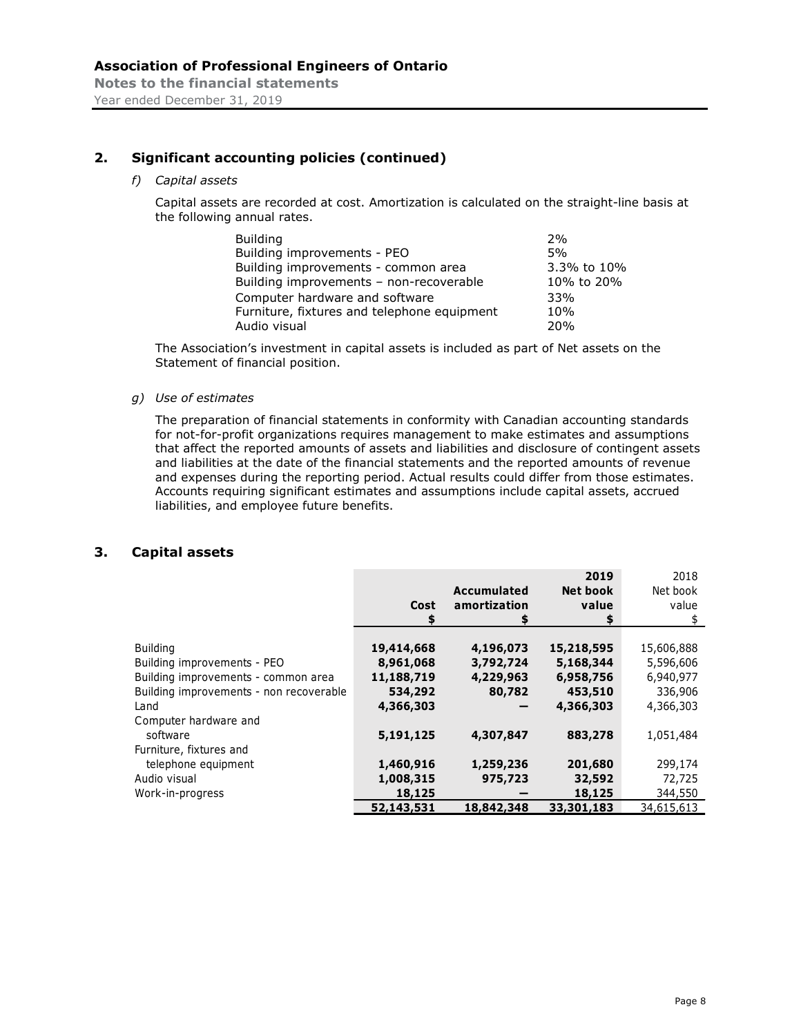**Association of Professional Engineers of Ontario**
**Notes to the financial statements**
Year ended December 31, 2019

## 2. Significant accounting policies (continued)

*f) Capital assets*

Capital assets are recorded at cost. Amortization is calculated on the straight-line basis at the following annual rates.

| | |
|---|---|
| Building | 2% |
| Building improvements - PEO | 5% |
| Building improvements - common area | 3.3% to 10% |
| Building improvements – non-recoverable | 10% to 20% |
| Computer hardware and software | 33% |
| Furniture, fixtures and telephone equipment | 10% |
| Audio visual | 20% |

The Association's investment in capital assets is included as part of Net assets on the Statement of financial position.

*g) Use of estimates*

The preparation of financial statements in conformity with Canadian accounting standards for not-for-profit organizations requires management to make estimates and assumptions that affect the reported amounts of assets and liabilities and disclosure of contingent assets and liabilities at the date of the financial statements and the reported amounts of revenue and expenses during the reporting period. Actual results could differ from those estimates. Accounts requiring significant estimates and assumptions include capital assets, accrued liabilities, and employee future benefits.

## 3. Capital assets

| | **Cost** | **Accumulated amortization** | **2019 Net book value** | 2018 Net book value |
|---|---|---|---|---|
| | **$** | **$** | **$** | $ |
| Building | **19,414,668** | **4,196,073** | **15,218,595** | 15,606,888 |
| Building improvements - PEO | **8,961,068** | **3,792,724** | **5,168,344** | 5,596,606 |
| Building improvements - common area | **11,188,719** | **4,229,963** | **6,958,756** | 6,940,977 |
| Building improvements - non recoverable | **534,292** | **80,782** | **453,510** | 336,906 |
| Land | **4,366,303** | **—** | **4,366,303** | 4,366,303 |
| Computer hardware and software | **5,191,125** | **4,307,847** | **883,278** | 1,051,484 |
| Furniture, fixtures and telephone equipment | **1,460,916** | **1,259,236** | **201,680** | 299,174 |
| Audio visual | **1,008,315** | **975,723** | **32,592** | 72,725 |
| Work-in-progress | **18,125** | **—** | **18,125** | 344,550 |
| | **52,143,531** | **18,842,348** | **33,301,183** | 34,615,613 |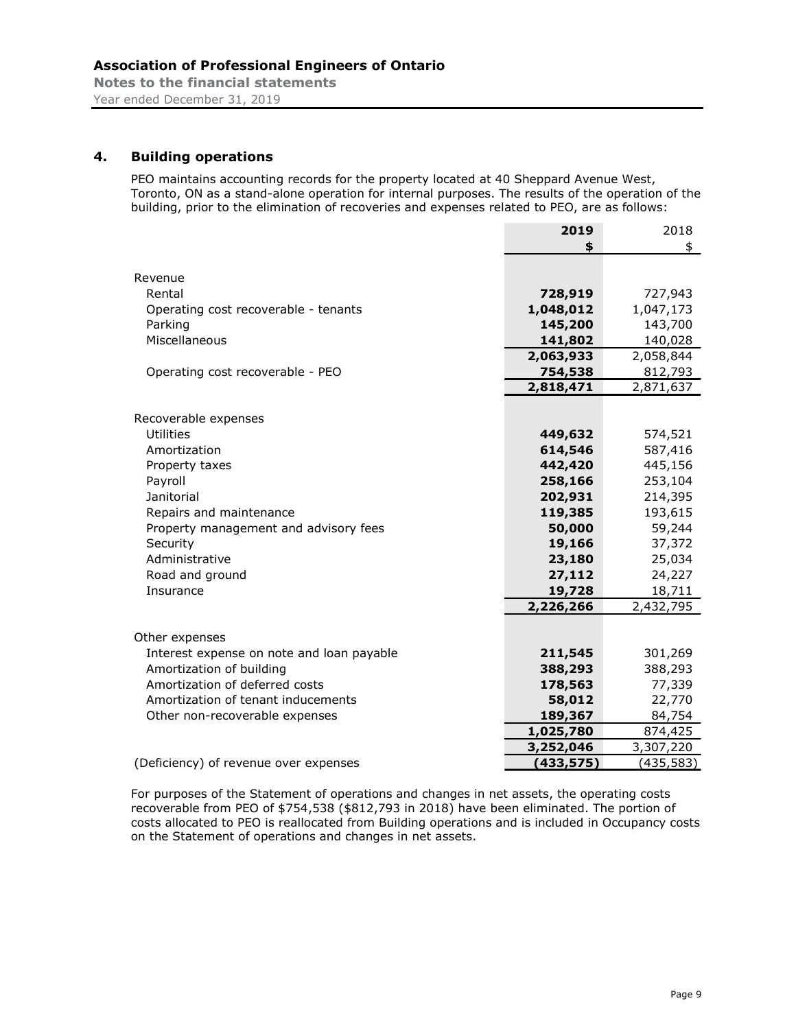## 4. Building operations

PEO maintains accounting records for the property located at 40 Sheppard Avenue West, Toronto, ON as a stand-alone operation for internal purposes. The results of the operation of the building, prior to the elimination of recoveries and expenses related to PEO, are as follows:

| | **2019** | 2018 |
|---|---|---|
| | **$** | $ |
| Revenue | | |
| Rental | **728,919** | 727,943 |
| Operating cost recoverable - tenants | **1,048,012** | 1,047,173 |
| Parking | **145,200** | 143,700 |
| Miscellaneous | **141,802** | 140,028 |
| | **2,063,933** | 2,058,844 |
| Operating cost recoverable - PEO | **754,538** | 812,793 |
| | **2,818,471** | 2,871,637 |
| Recoverable expenses | | |
| Utilities | **449,632** | 574,521 |
| Amortization | **614,546** | 587,416 |
| Property taxes | **442,420** | 445,156 |
| Payroll | **258,166** | 253,104 |
| Janitorial | **202,931** | 214,395 |
| Repairs and maintenance | **119,385** | 193,615 |
| Property management and advisory fees | **50,000** | 59,244 |
| Security | **19,166** | 37,372 |
| Administrative | **23,180** | 25,034 |
| Road and ground | **27,112** | 24,227 |
| Insurance | **19,728** | 18,711 |
| | **2,226,266** | 2,432,795 |
| Other expenses | | |
| Interest expense on note and loan payable | **211,545** | 301,269 |
| Amortization of building | **388,293** | 388,293 |
| Amortization of deferred costs | **178,563** | 77,339 |
| Amortization of tenant inducements | **58,012** | 22,770 |
| Other non-recoverable expenses | **189,367** | 84,754 |
| | **1,025,780** | 874,425 |
| | **3,252,046** | 3,307,220 |
| (Deficiency) of revenue over expenses | **(433,575)** | (435,583) |

For purposes of the Statement of operations and changes in net assets, the operating costs recoverable from PEO of $754,538 ($812,793 in 2018) have been eliminated. The portion of costs allocated to PEO is reallocated from Building operations and is included in Occupancy costs on the Statement of operations and changes in net assets.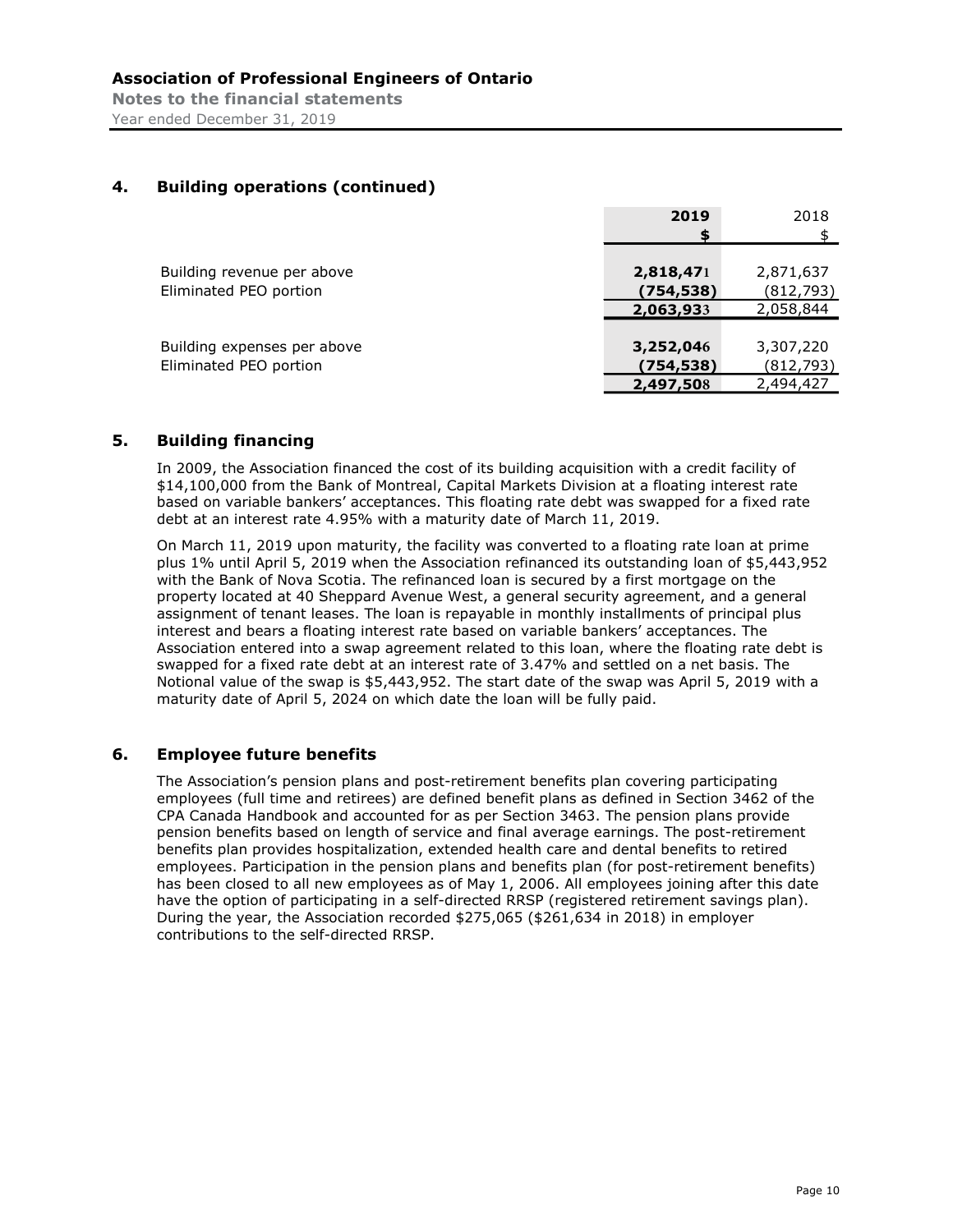## 4. Building operations (continued)

| | 2019 | 2018 |
|---|---|---|
| | $ | $ |
| Building revenue per above | **2,818,471** | 2,871,637 |
| Eliminated PEO portion | **(754,538)** | (812,793) |
| | **2,063,933** | 2,058,844 |
| Building expenses per above | **3,252,046** | 3,307,220 |
| Eliminated PEO portion | **(754,538)** | (812,793) |
| | **2,497,508** | 2,494,427 |

## 5. Building financing

In 2009, the Association financed the cost of its building acquisition with a credit facility of $14,100,000 from the Bank of Montreal, Capital Markets Division at a floating interest rate based on variable bankers' acceptances. This floating rate debt was swapped for a fixed rate debt at an interest rate 4.95% with a maturity date of March 11, 2019.

On March 11, 2019 upon maturity, the facility was converted to a floating rate loan at prime plus 1% until April 5, 2019 when the Association refinanced its outstanding loan of $5,443,952 with the Bank of Nova Scotia. The refinanced loan is secured by a first mortgage on the property located at 40 Sheppard Avenue West, a general security agreement, and a general assignment of tenant leases. The loan is repayable in monthly installments of principal plus interest and bears a floating interest rate based on variable bankers' acceptances. The Association entered into a swap agreement related to this loan, where the floating rate debt is swapped for a fixed rate debt at an interest rate of 3.47% and settled on a net basis. The Notional value of the swap is $5,443,952. The start date of the swap was April 5, 2019 with a maturity date of April 5, 2024 on which date the loan will be fully paid.

## 6. Employee future benefits

The Association's pension plans and post-retirement benefits plan covering participating employees (full time and retirees) are defined benefit plans as defined in Section 3462 of the CPA Canada Handbook and accounted for as per Section 3463. The pension plans provide pension benefits based on length of service and final average earnings. The post-retirement benefits plan provides hospitalization, extended health care and dental benefits to retired employees. Participation in the pension plans and benefits plan (for post-retirement benefits) has been closed to all new employees as of May 1, 2006. All employees joining after this date have the option of participating in a self-directed RRSP (registered retirement savings plan). During the year, the Association recorded $275,065 ($261,634 in 2018) in employer contributions to the self-directed RRSP.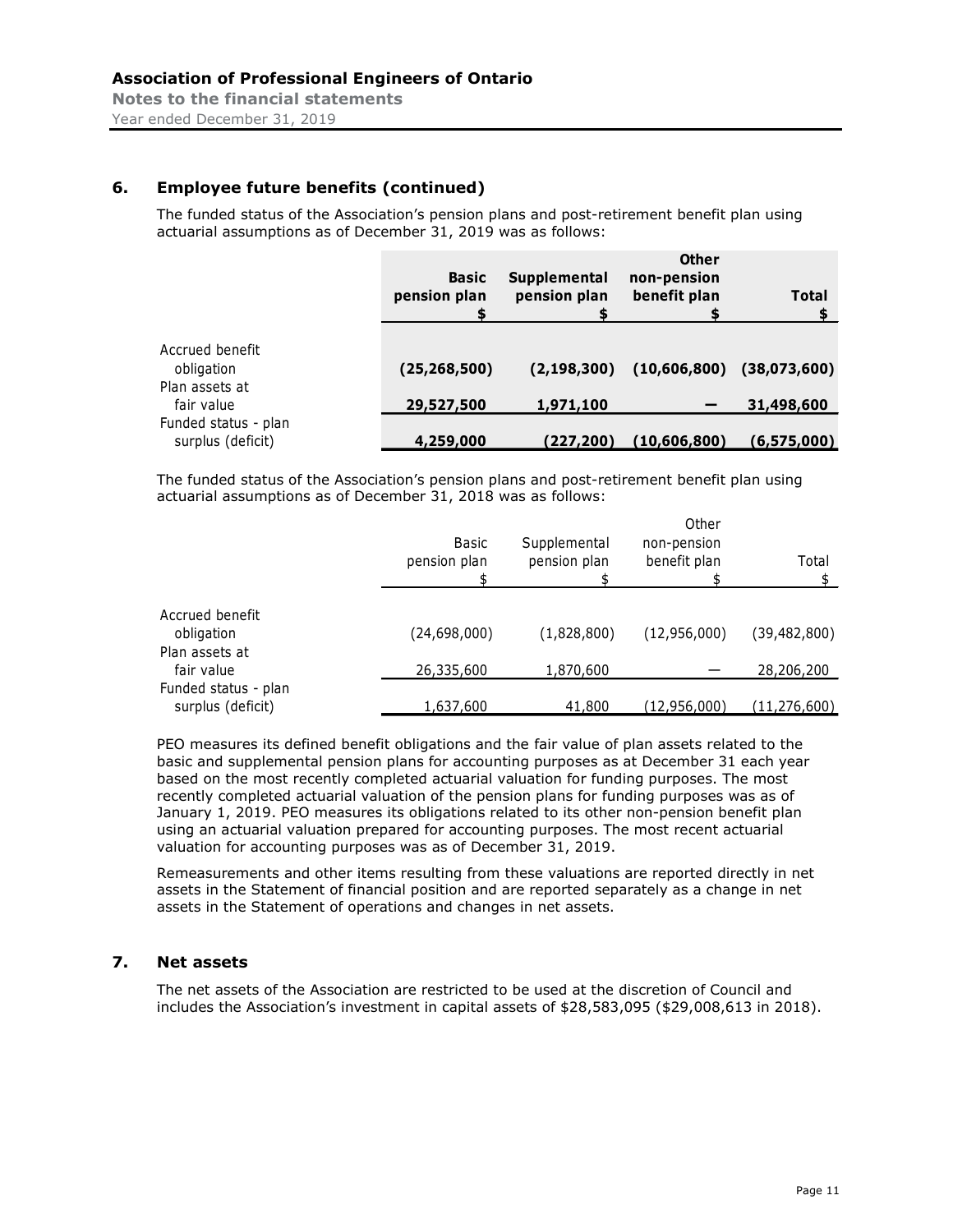**Association of Professional Engineers of Ontario**
**Notes to the financial statements**
Year ended December 31, 2019

## 6. Employee future benefits (continued)

The funded status of the Association's pension plans and post-retirement benefit plan using actuarial assumptions as of December 31, 2019 was as follows:

| | Basic pension plan $ | Supplemental pension plan $ | Other non-pension benefit plan $ | Total $ |
|---|---|---|---|---|
| Accrued benefit obligation | **(25,268,500)** | **(2,198,300)** | **(10,606,800)** | **(38,073,600)** |
| Plan assets at fair value | **29,527,500** | **1,971,100** | **—** | **31,498,600** |
| Funded status - plan surplus (deficit) | **4,259,000** | **(227,200)** | **(10,606,800)** | **(6,575,000)** |

The funded status of the Association's pension plans and post-retirement benefit plan using actuarial assumptions as of December 31, 2018 was as follows:

| | Basic pension plan $ | Supplemental pension plan $ | Other non-pension benefit plan $ | Total $ |
|---|---|---|---|---|
| Accrued benefit obligation | (24,698,000) | (1,828,800) | (12,956,000) | (39,482,800) |
| Plan assets at fair value | 26,335,600 | 1,870,600 | — | 28,206,200 |
| Funded status - plan surplus (deficit) | 1,637,600 | 41,800 | (12,956,000) | (11,276,600) |

PEO measures its defined benefit obligations and the fair value of plan assets related to the basic and supplemental pension plans for accounting purposes as at December 31 each year based on the most recently completed actuarial valuation for funding purposes. The most recently completed actuarial valuation of the pension plans for funding purposes was as of January 1, 2019. PEO measures its obligations related to its other non-pension benefit plan using an actuarial valuation prepared for accounting purposes. The most recent actuarial valuation for accounting purposes was as of December 31, 2019.

Remeasurements and other items resulting from these valuations are reported directly in net assets in the Statement of financial position and are reported separately as a change in net assets in the Statement of operations and changes in net assets.

## 7. Net assets

The net assets of the Association are restricted to be used at the discretion of Council and includes the Association's investment in capital assets of $28,583,095 ($29,008,613 in 2018).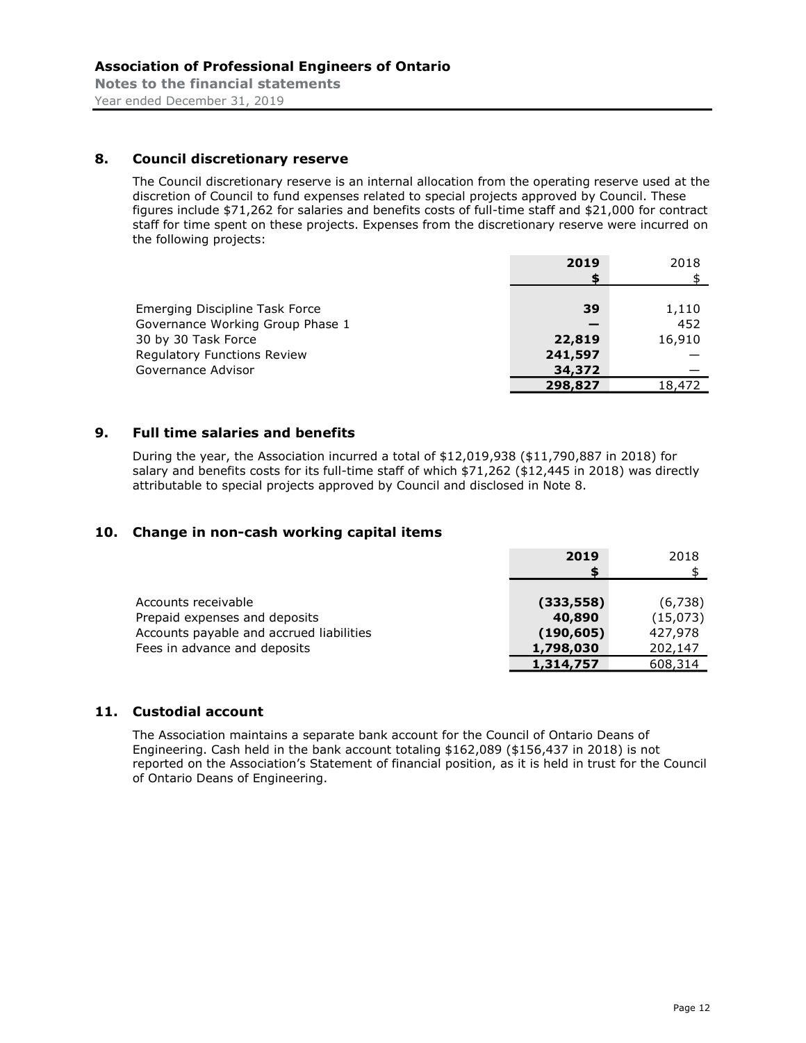## 8. Council discretionary reserve

The Council discretionary reserve is an internal allocation from the operating reserve used at the discretion of Council to fund expenses related to special projects approved by Council. These figures include $71,262 for salaries and benefits costs of full-time staff and $21,000 for contract staff for time spent on these projects. Expenses from the discretionary reserve were incurred on the following projects:

| | 2019<br>$ | 2018<br>$ |
|---|---|---|
| Emerging Discipline Task Force | **39** | 1,110 |
| Governance Working Group Phase 1 | **—** | 452 |
| 30 by 30 Task Force | **22,819** | 16,910 |
| Regulatory Functions Review | **241,597** | — |
| Governance Advisor | **34,372** | — |
| | **298,827** | 18,472 |

## 9. Full time salaries and benefits

During the year, the Association incurred a total of $12,019,938 ($11,790,887 in 2018) for salary and benefits costs for its full-time staff of which $71,262 ($12,445 in 2018) was directly attributable to special projects approved by Council and disclosed in Note 8.

## 10. Change in non-cash working capital items

| | 2019<br>$ | 2018<br>$ |
|---|---|---|
| Accounts receivable | **(333,558)** | (6,738) |
| Prepaid expenses and deposits | **40,890** | (15,073) |
| Accounts payable and accrued liabilities | **(190,605)** | 427,978 |
| Fees in advance and deposits | **1,798,030** | 202,147 |
| | **1,314,757** | 608,314 |

## 11. Custodial account

The Association maintains a separate bank account for the Council of Ontario Deans of Engineering. Cash held in the bank account totaling $162,089 ($156,437 in 2018) is not reported on the Association's Statement of financial position, as it is held in trust for the Council of Ontario Deans of Engineering.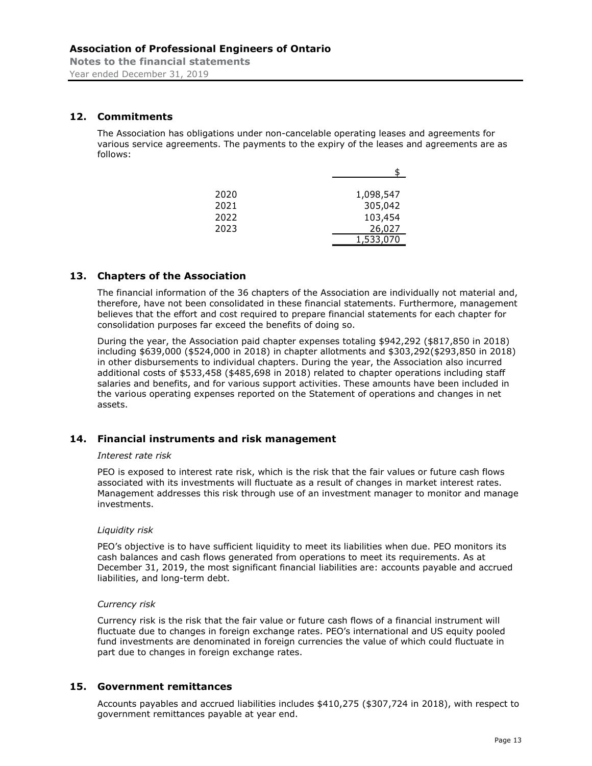## 12. Commitments

The Association has obligations under non-cancelable operating leases and agreements for various service agreements. The payments to the expiry of the leases and agreements are as follows:

| | $ |
|---|---|
| 2020 | 1,098,547 |
| 2021 | 305,042 |
| 2022 | 103,454 |
| 2023 | 26,027 |
| | 1,533,070 |

## 13. Chapters of the Association

The financial information of the 36 chapters of the Association are individually not material and, therefore, have not been consolidated in these financial statements. Furthermore, management believes that the effort and cost required to prepare financial statements for each chapter for consolidation purposes far exceed the benefits of doing so.

During the year, the Association paid chapter expenses totaling $942,292 ($817,850 in 2018) including $639,000 ($524,000 in 2018) in chapter allotments and $303,292($293,850 in 2018) in other disbursements to individual chapters. During the year, the Association also incurred additional costs of $533,458 ($485,698 in 2018) related to chapter operations including staff salaries and benefits, and for various support activities. These amounts have been included in the various operating expenses reported on the Statement of operations and changes in net assets.

## 14. Financial instruments and risk management

*Interest rate risk*

PEO is exposed to interest rate risk, which is the risk that the fair values or future cash flows associated with its investments will fluctuate as a result of changes in market interest rates. Management addresses this risk through use of an investment manager to monitor and manage investments.

*Liquidity risk*

PEO's objective is to have sufficient liquidity to meet its liabilities when due. PEO monitors its cash balances and cash flows generated from operations to meet its requirements. As at December 31, 2019, the most significant financial liabilities are: accounts payable and accrued liabilities, and long-term debt.

*Currency risk*

Currency risk is the risk that the fair value or future cash flows of a financial instrument will fluctuate due to changes in foreign exchange rates. PEO's international and US equity pooled fund investments are denominated in foreign currencies the value of which could fluctuate in part due to changes in foreign exchange rates.

## 15. Government remittances

Accounts payables and accrued liabilities includes $410,275 ($307,724 in 2018), with respect to government remittances payable at year end.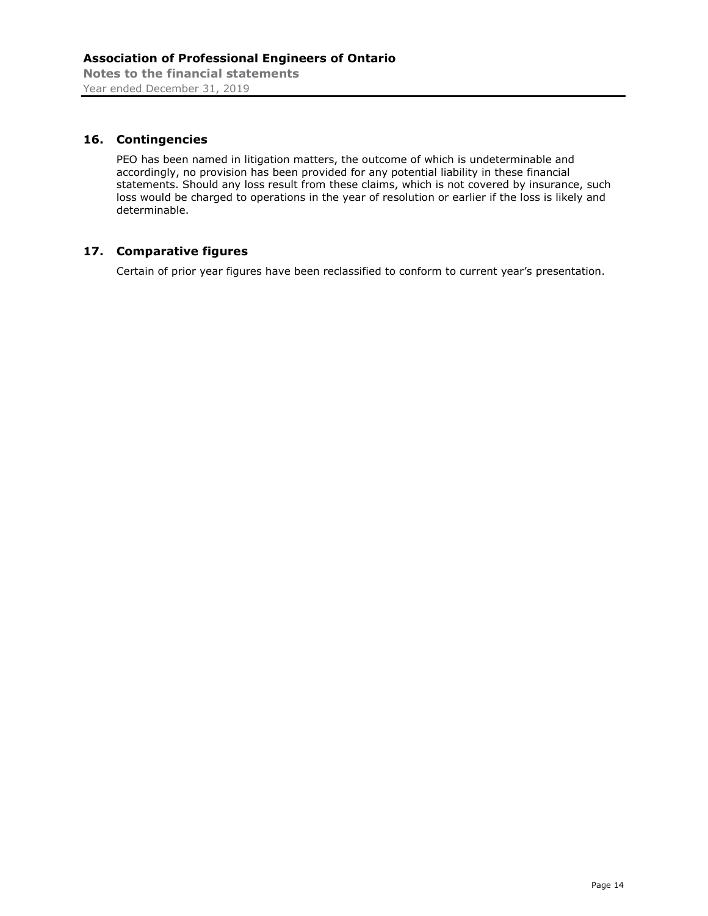## 16. Contingencies

PEO has been named in litigation matters, the outcome of which is undeterminable and accordingly, no provision has been provided for any potential liability in these financial statements. Should any loss result from these claims, which is not covered by insurance, such loss would be charged to operations in the year of resolution or earlier if the loss is likely and determinable.

## 17. Comparative figures

Certain of prior year figures have been reclassified to conform to current year's presentation.